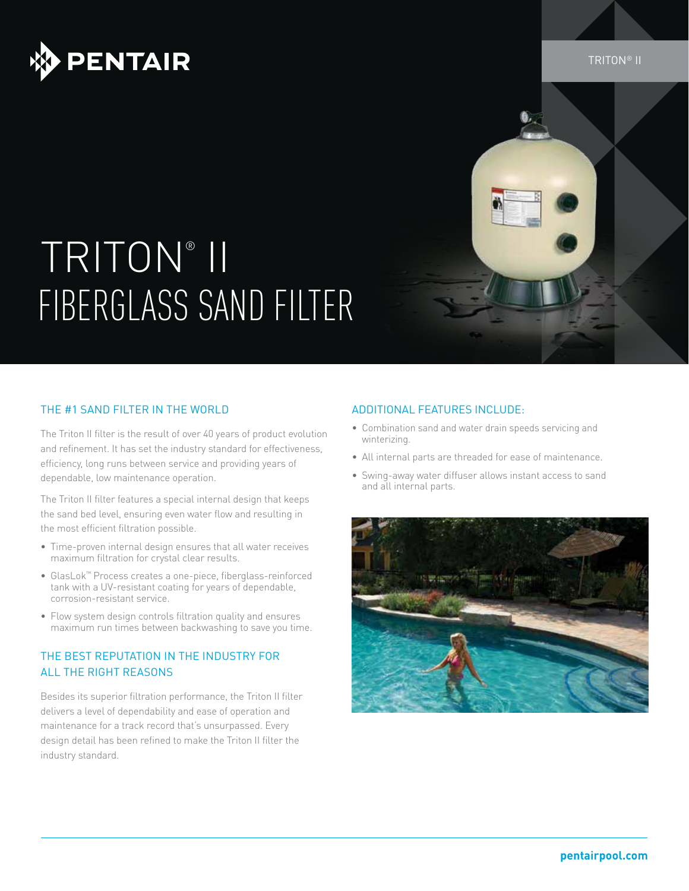PENTAIR

# TRITON® II FIBERGLASS SAND FILTER

## THE #1 SAND FILTER IN THE WORLD

The Triton II filter is the result of over 40 years of product evolution and refinement. It has set the industry standard for effectiveness, efficiency, long runs between service and providing years of dependable, low maintenance operation.

The Triton II filter features a special internal design that keeps the sand bed level, ensuring even water flow and resulting in the most efficient filtration possible.

- Time-proven internal design ensures that all water receives maximum filtration for crystal clear results.
- GlasLok™ Process creates a one-piece, fiberglass-reinforced tank with a UV-resistant coating for years of dependable, corrosion-resistant service.
- Flow system design controls filtration quality and ensures maximum run times between backwashing to save you time.

## THE BEST REPUTATION IN THE INDUSTRY FOR ALL THE RIGHT REASONS

Besides its superior filtration performance, the Triton II filter delivers a level of dependability and ease of operation and maintenance for a track record that's unsurpassed. Every design detail has been refined to make the Triton II filter the industry standard.

## ADDITIONAL FEATURES INCLUDE:

- Combination sand and water drain speeds servicing and winterizing.
- All internal parts are threaded for ease of maintenance.
- Swing-away water diffuser allows instant access to sand and all internal parts.

**pentairpool.com**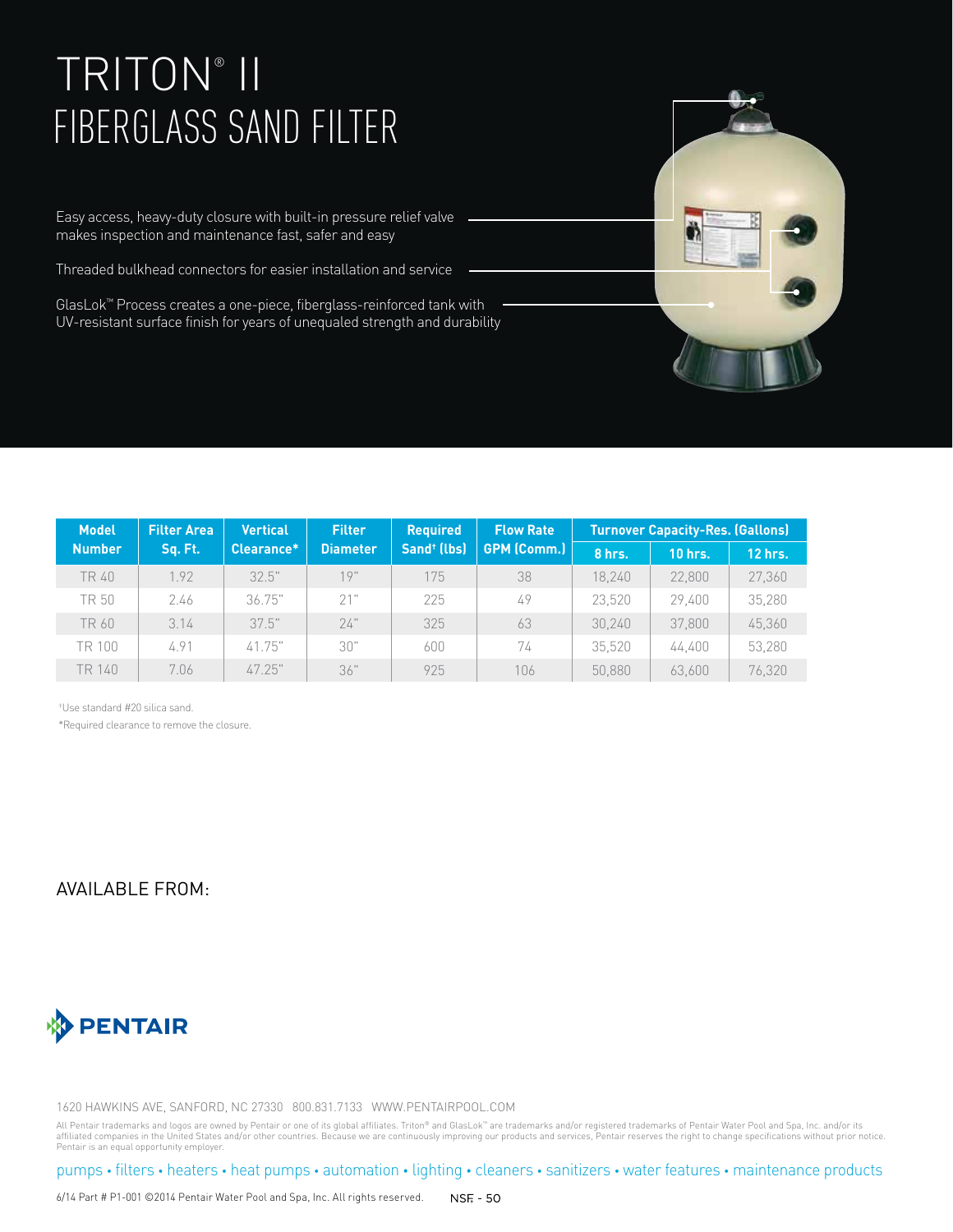# TRITON® II
# FIBERGLASS SAND FILTER

Easy access, heavy-duty closure with built-in pressure relief valve makes inspection and maintenance fast, safer and easy

Threaded bulkhead connectors for easier installation and service

GlasLok™ Process creates a one-piece, fiberglass-reinforced tank with UV-resistant surface finish for years of unequaled strength and durability

| Model Number | Filter Area Sq. Ft. | Vertical Clearance* | Filter Diameter | Required Sand† (lbs) | Flow Rate GPM (Comm.) | Turnover Capacity-Res. (Gallons) | | |
|---|---|---|---|---|---|---|---|---|
| | | | | | | 8 hrs. | 10 hrs. | 12 hrs. |
| TR 40 | 1.92 | 32.5" | 19" | 175 | 38 | 18,240 | 22,800 | 27,360 |
| TR 50 | 2.46 | 36.75" | 21" | 225 | 49 | 23,520 | 29,400 | 35,280 |
| TR 60 | 3.14 | 37.5" | 24" | 325 | 63 | 30,240 | 37,800 | 45,360 |
| TR 100 | 4.91 | 41.75" | 30" | 600 | 74 | 35,520 | 44,400 | 53,280 |
| TR 140 | 7.06 | 47.25" | 36" | 925 | 106 | 50,880 | 63,600 | 76,320 |

†Use standard #20 silica sand.

*Required clearance to remove the closure.

AVAILABLE FROM:

PENTAIR

1620 HAWKINS AVE, SANFORD, NC 27330 800.831.7133 WWW.PENTAIRPOOL.COM

All Pentair trademarks and logos are owned by Pentair or one of its global affiliates. Triton® and GlasLok™ are trademarks and/or registered trademarks of Pentair Water Pool and Spa, Inc. and/or its affiliated companies in the United States and/or other countries. Because we are continuously improving our products and services, Pentair reserves the right to change specifications without prior notice. Pentair is an equal opportunity employer.

pumps • filters • heaters • heat pumps • automation • lighting • cleaners • sanitizers • water features • maintenance products

6/14 Part # P1-001 ©2014 Pentair Water Pool and Spa, Inc. All rights reserved. NSF - 50